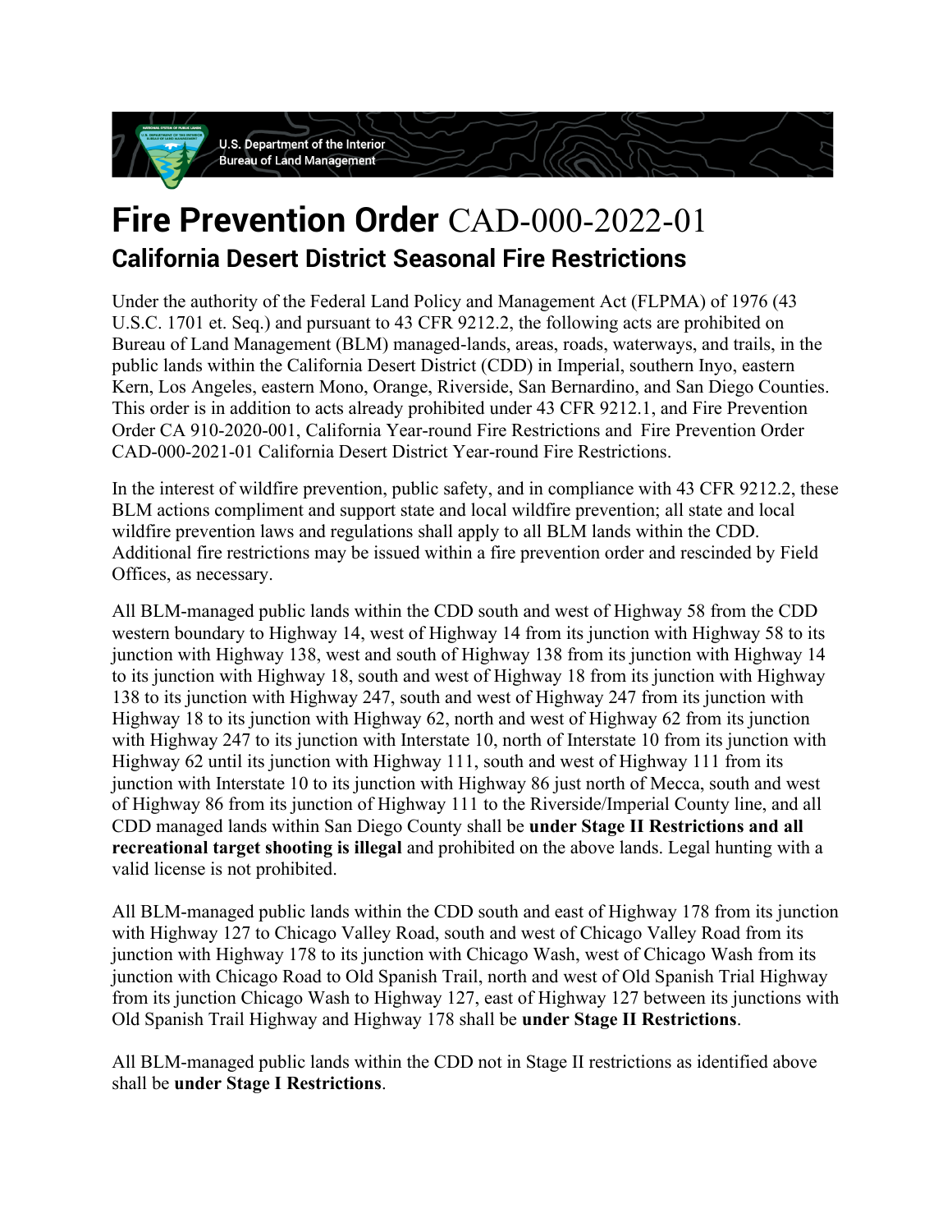U.S. Department of the Interior
Bureau of Land Management

# **Fire Prevention Order** CAD-000-2022-01

## California Desert District Seasonal Fire Restrictions

Under the authority of the Federal Land Policy and Management Act (FLPMA) of 1976 (43 U.S.C. 1701 et. Seq.) and pursuant to 43 CFR 9212.2, the following acts are prohibited on Bureau of Land Management (BLM) managed-lands, areas, roads, waterways, and trails, in the public lands within the California Desert District (CDD) in Imperial, southern Inyo, eastern Kern, Los Angeles, eastern Mono, Orange, Riverside, San Bernardino, and San Diego Counties. This order is in addition to acts already prohibited under 43 CFR 9212.1, and Fire Prevention Order CA 910-2020-001, California Year-round Fire Restrictions and Fire Prevention Order CAD-000-2021-01 California Desert District Year-round Fire Restrictions.

In the interest of wildfire prevention, public safety, and in compliance with 43 CFR 9212.2, these BLM actions compliment and support state and local wildfire prevention; all state and local wildfire prevention laws and regulations shall apply to all BLM lands within the CDD. Additional fire restrictions may be issued within a fire prevention order and rescinded by Field Offices, as necessary.

All BLM-managed public lands within the CDD south and west of Highway 58 from the CDD western boundary to Highway 14, west of Highway 14 from its junction with Highway 58 to its junction with Highway 138, west and south of Highway 138 from its junction with Highway 14 to its junction with Highway 18, south and west of Highway 18 from its junction with Highway 138 to its junction with Highway 247, south and west of Highway 247 from its junction with Highway 18 to its junction with Highway 62, north and west of Highway 62 from its junction with Highway 247 to its junction with Interstate 10, north of Interstate 10 from its junction with Highway 62 until its junction with Highway 111, south and west of Highway 111 from its junction with Interstate 10 to its junction with Highway 86 just north of Mecca, south and west of Highway 86 from its junction of Highway 111 to the Riverside/Imperial County line, and all CDD managed lands within San Diego County shall be **under Stage II Restrictions and all recreational target shooting is illegal** and prohibited on the above lands. Legal hunting with a valid license is not prohibited.

All BLM-managed public lands within the CDD south and east of Highway 178 from its junction with Highway 127 to Chicago Valley Road, south and west of Chicago Valley Road from its junction with Highway 178 to its junction with Chicago Wash, west of Chicago Wash from its junction with Chicago Road to Old Spanish Trail, north and west of Old Spanish Trial Highway from its junction Chicago Wash to Highway 127, east of Highway 127 between its junctions with Old Spanish Trail Highway and Highway 178 shall be **under Stage II Restrictions**.

All BLM-managed public lands within the CDD not in Stage II restrictions as identified above shall be **under Stage I Restrictions**.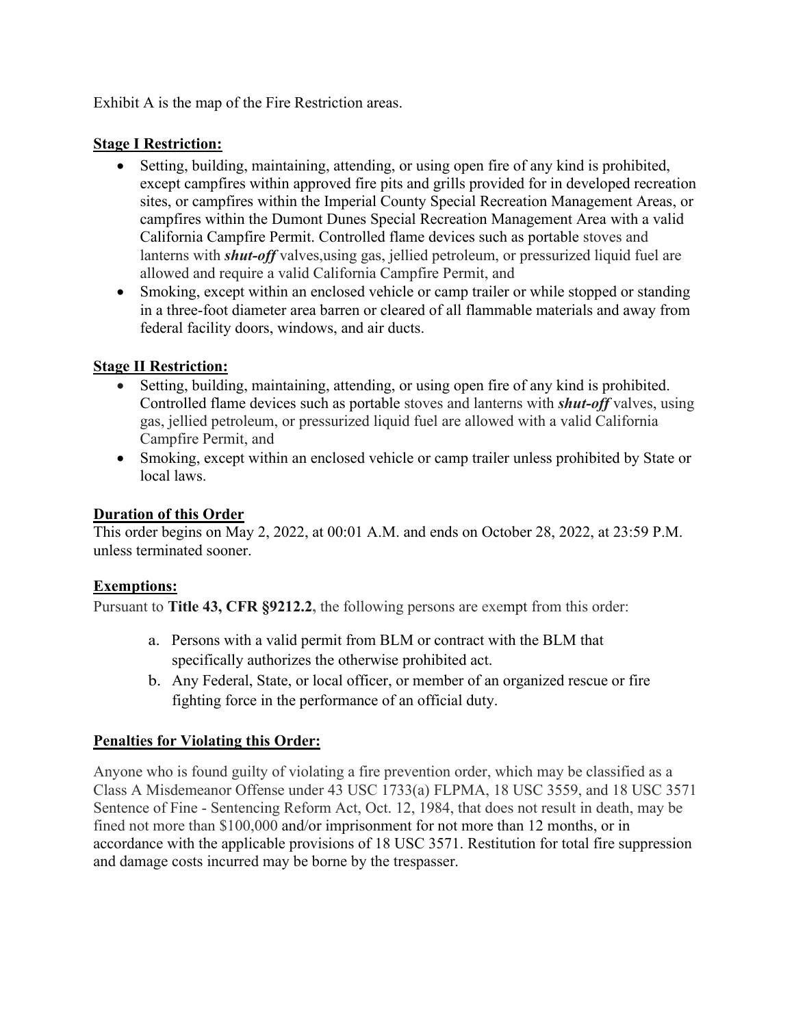Exhibit A is the map of the Fire Restriction areas.

**Stage I Restriction:**

- Setting, building, maintaining, attending, or using open fire of any kind is prohibited, except campfires within approved fire pits and grills provided for in developed recreation sites, or campfires within the Imperial County Special Recreation Management Areas, or campfires within the Dumont Dunes Special Recreation Management Area with a valid California Campfire Permit. Controlled flame devices such as portable stoves and lanterns with ***shut-off*** valves,using gas, jellied petroleum, or pressurized liquid fuel are allowed and require a valid California Campfire Permit, and
- Smoking, except within an enclosed vehicle or camp trailer or while stopped or standing in a three-foot diameter area barren or cleared of all flammable materials and away from federal facility doors, windows, and air ducts.

**Stage II Restriction:**

- Setting, building, maintaining, attending, or using open fire of any kind is prohibited. Controlled flame devices such as portable stoves and lanterns with ***shut-off*** valves, using gas, jellied petroleum, or pressurized liquid fuel are allowed with a valid California Campfire Permit, and
- Smoking, except within an enclosed vehicle or camp trailer unless prohibited by State or local laws.

**Duration of this Order**

This order begins on May 2, 2022, at 00:01 A.M. and ends on October 28, 2022, at 23:59 P.M. unless terminated sooner.

**Exemptions:**

Pursuant to **Title 43, CFR §9212.2**, the following persons are exempt from this order:

a. Persons with a valid permit from BLM or contract with the BLM that specifically authorizes the otherwise prohibited act.
b. Any Federal, State, or local officer, or member of an organized rescue or fire fighting force in the performance of an official duty.

**Penalties for Violating this Order:**

Anyone who is found guilty of violating a fire prevention order, which may be classified as a Class A Misdemeanor Offense under 43 USC 1733(a) FLPMA, 18 USC 3559, and 18 USC 3571 Sentence of Fine - Sentencing Reform Act, Oct. 12, 1984, that does not result in death, may be fined not more than $100,000 and/or imprisonment for not more than 12 months, or in accordance with the applicable provisions of 18 USC 3571. Restitution for total fire suppression and damage costs incurred may be borne by the trespasser.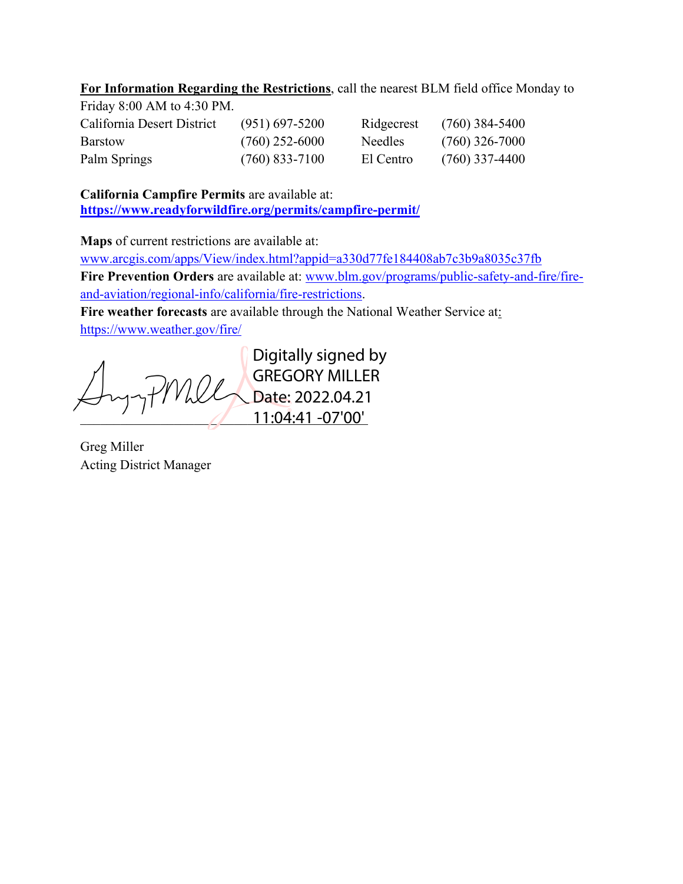**<u>For Information Regarding the Restrictions</u>**, call the nearest BLM field office Monday to Friday 8:00 AM to 4:30 PM.

| | | | |
|---|---|---|---|
| California Desert District | (951) 697-5200 | Ridgecrest | (760) 384-5400 |
| Barstow | (760) 252-6000 | Needles | (760) 326-7000 |
| Palm Springs | (760) 833-7100 | El Centro | (760) 337-4400 |

**California Campfire Permits** are available at:
**https://www.readyforwildfire.org/permits/campfire-permit/**

**Maps** of current restrictions are available at:
www.arcgis.com/apps/View/index.html?appid=a330d77fe184408ab7c3b9a8035c37fb
**Fire Prevention Orders** are available at: www.blm.gov/programs/public-safety-and-fire/fire-and-aviation/regional-info/california/fire-restrictions.
**Fire weather forecasts** are available through the National Weather Service at: https://www.weather.gov/fire/

Digitally signed by GREGORY MILLER
Date: 2022.04.21 11:04:41 -07'00'

Greg Miller
Acting District Manager